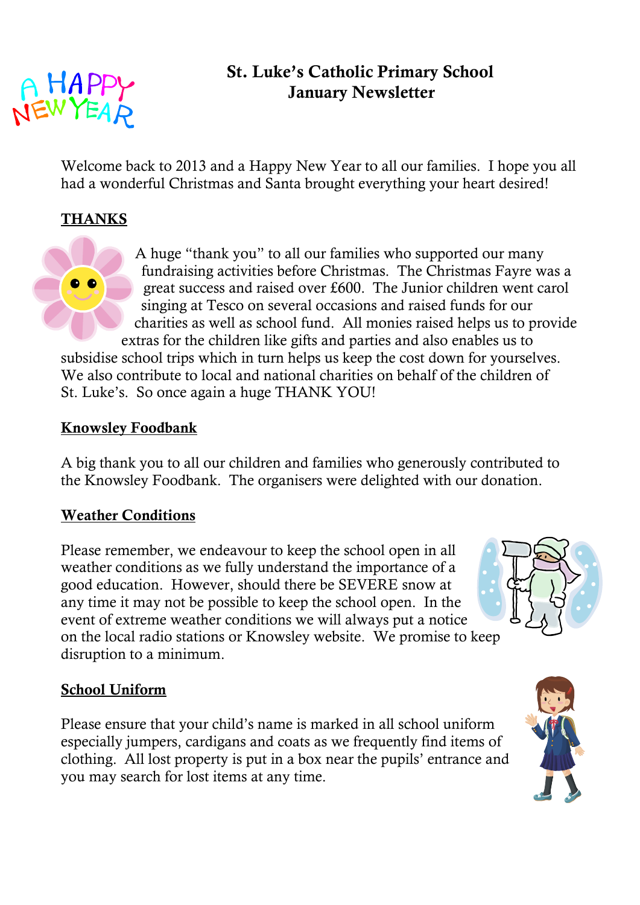# St. Luke's Catholic Primary School
## January Newsletter

Welcome back to 2013 and a Happy New Year to all our families. I hope you all had a wonderful Christmas and Santa brought everything your heart desired!

## THANKS

A huge "thank you" to all our families who supported our many fundraising activities before Christmas. The Christmas Fayre was a great success and raised over £600. The Junior children went carol singing at Tesco on several occasions and raised funds for our charities as well as school fund. All monies raised helps us to provide extras for the children like gifts and parties and also enables us to subsidise school trips which in turn helps us keep the cost down for yourselves. We also contribute to local and national charities on behalf of the children of St. Luke's. So once again a huge THANK YOU!

## Knowsley Foodbank

A big thank you to all our children and families who generously contributed to the Knowsley Foodbank. The organisers were delighted with our donation.

## Weather Conditions

Please remember, we endeavour to keep the school open in all weather conditions as we fully understand the importance of a good education. However, should there be SEVERE snow at any time it may not be possible to keep the school open. In the event of extreme weather conditions we will always put a notice on the local radio stations or Knowsley website. We promise to keep disruption to a minimum.

## School Uniform

Please ensure that your child's name is marked in all school uniform especially jumpers, cardigans and coats as we frequently find items of clothing. All lost property is put in a box near the pupils' entrance and you may search for lost items at any time.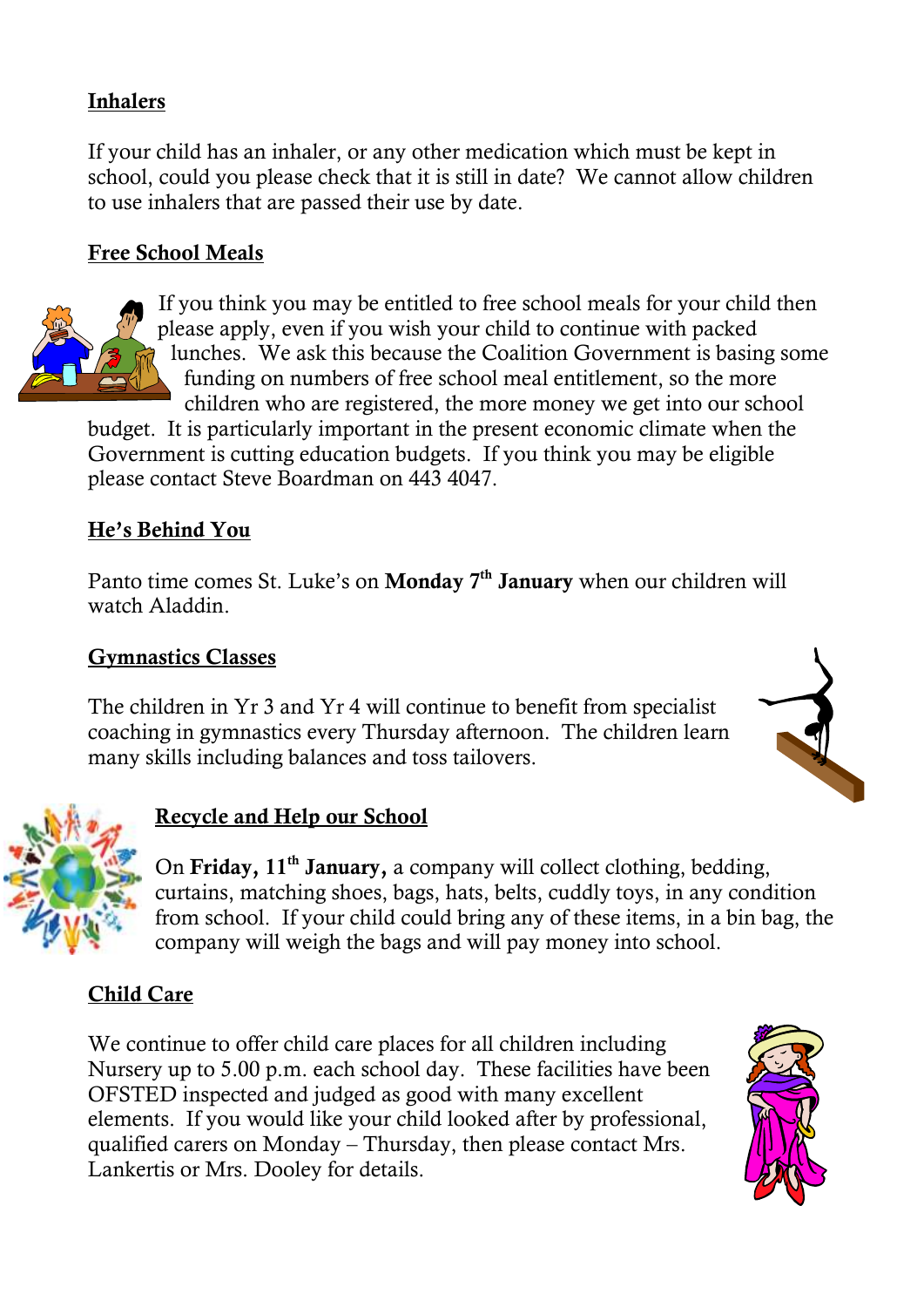## Inhalers

If your child has an inhaler, or any other medication which must be kept in school, could you please check that it is still in date? We cannot allow children to use inhalers that are passed their use by date.

## Free School Meals

If you think you may be entitled to free school meals for your child then please apply, even if you wish your child to continue with packed lunches. We ask this because the Coalition Government is basing some funding on numbers of free school meal entitlement, so the more children who are registered, the more money we get into our school budget. It is particularly important in the present economic climate when the Government is cutting education budgets. If you think you may be eligible please contact Steve Boardman on 443 4047.

## He's Behind You

Panto time comes St. Luke's on **Monday 7th January** when our children will watch Aladdin.

## Gymnastics Classes

The children in Yr 3 and Yr 4 will continue to benefit from specialist coaching in gymnastics every Thursday afternoon. The children learn many skills including balances and toss tailovers.

## Recycle and Help our School

On **Friday, 11th January,** a company will collect clothing, bedding, curtains, matching shoes, bags, hats, belts, cuddly toys, in any condition from school. If your child could bring any of these items, in a bin bag, the company will weigh the bags and will pay money into school.

## Child Care

We continue to offer child care places for all children including Nursery up to 5.00 p.m. each school day. These facilities have been OFSTED inspected and judged as good with many excellent elements. If you would like your child looked after by professional, qualified carers on Monday – Thursday, then please contact Mrs. Lankertis or Mrs. Dooley for details.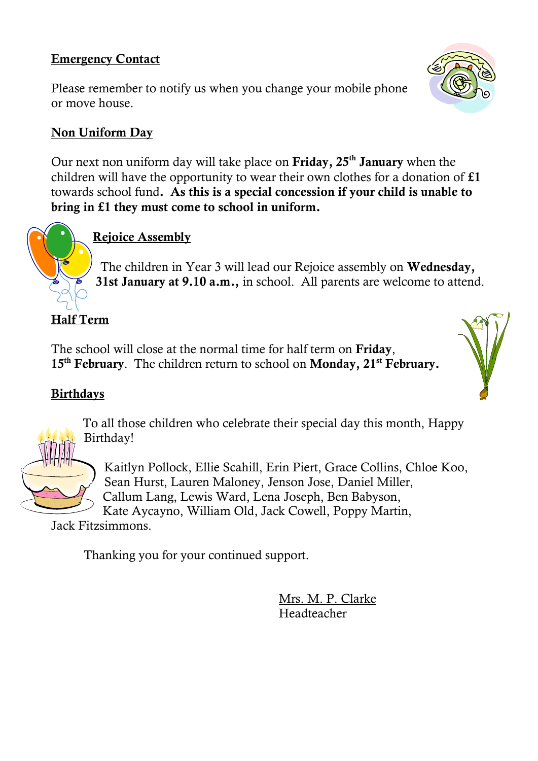## Emergency Contact

Please remember to notify us when you change your mobile phone or move house.

## Non Uniform Day

Our next non uniform day will take place on **Friday, 25th January** when the children will have the opportunity to wear their own clothes for a donation of **£1** towards school fund**. As this is a special concession if your child is unable to bring in £1 they must come to school in uniform.**

## Rejoice Assembly

The children in Year 3 will lead our Rejoice assembly on **Wednesday, 31st January at 9.10 a.m.,** in school. All parents are welcome to attend.

## Half Term

The school will close at the normal time for half term on **Friday, 15th February**. The children return to school on **Monday, 21st February.**

## Birthdays

To all those children who celebrate their special day this month, Happy Birthday!

Kaitlyn Pollock, Ellie Scahill, Erin Piert, Grace Collins, Chloe Koo, Sean Hurst, Lauren Maloney, Jenson Jose, Daniel Miller, Callum Lang, Lewis Ward, Lena Joseph, Ben Babyson, Kate Aycayno, William Old, Jack Cowell, Poppy Martin, Jack Fitzsimmons.

Thanking you for your continued support.

Mrs. M. P. Clarke
Headteacher